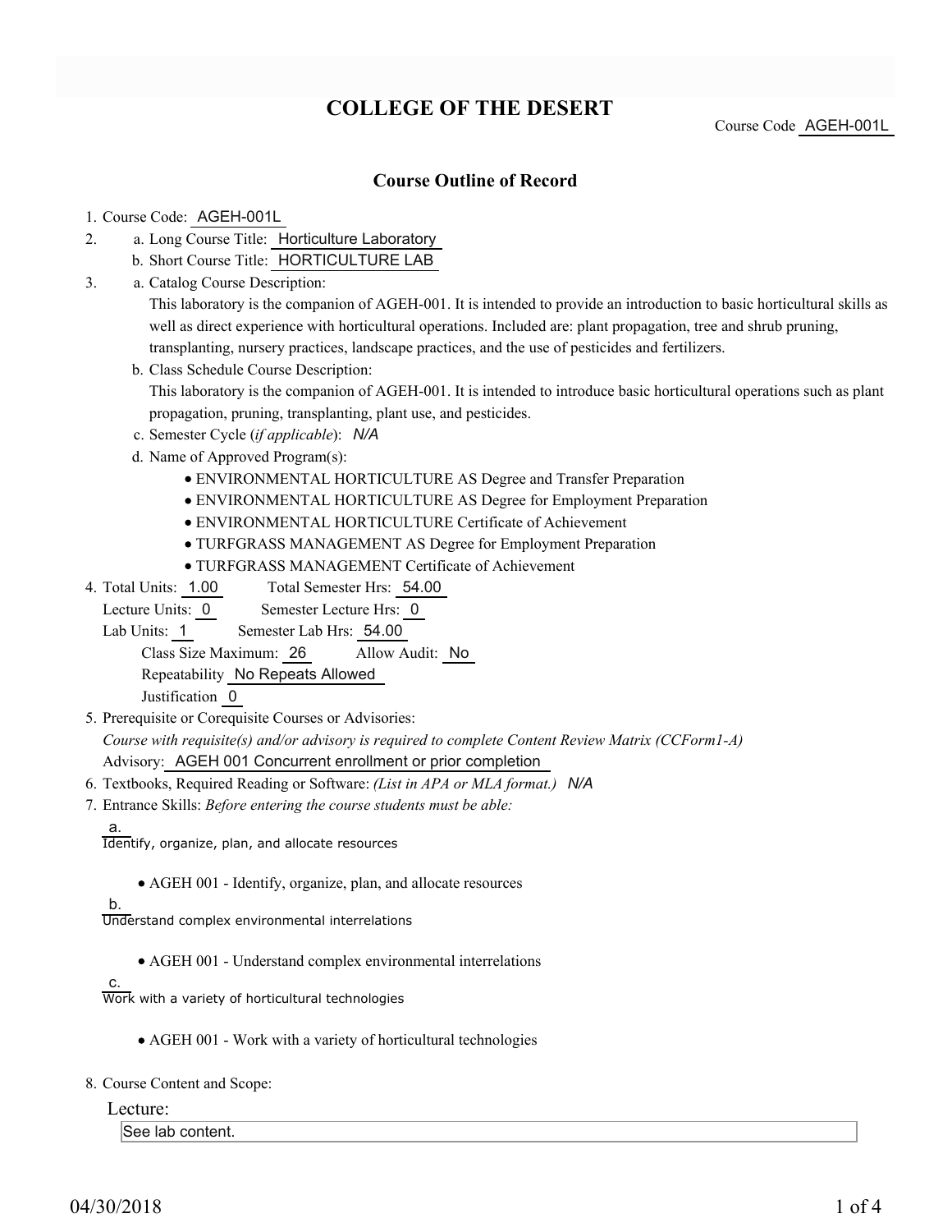# COLLEGE OF THE DESERT

Course Code AGEH-001L

## Course Outline of Record

1. Course Code: AGEH-001L
2. a. Long Course Title: Horticulture Laboratory
   b. Short Course Title: HORTICULTURE LAB
3. a. Catalog Course Description:
   This laboratory is the companion of AGEH-001. It is intended to provide an introduction to basic horticultural skills as well as direct experience with horticultural operations. Included are: plant propagation, tree and shrub pruning, transplanting, nursery practices, landscape practices, and the use of pesticides and fertilizers.
   b. Class Schedule Course Description:
   This laboratory is the companion of AGEH-001. It is intended to introduce basic horticultural operations such as plant propagation, pruning, transplanting, plant use, and pesticides.
   c. Semester Cycle (*if applicable*): *N/A*
   d. Name of Approved Program(s):
      - ENVIRONMENTAL HORTICULTURE AS Degree and Transfer Preparation
      - ENVIRONMENTAL HORTICULTURE AS Degree for Employment Preparation
      - ENVIRONMENTAL HORTICULTURE Certificate of Achievement
      - TURFGRASS MANAGEMENT AS Degree for Employment Preparation
      - TURFGRASS MANAGEMENT Certificate of Achievement
4. Total Units: 1.00 Total Semester Hrs: 54.00
   Lecture Units: 0 Semester Lecture Hrs: 0
   Lab Units: 1 Semester Lab Hrs: 54.00
   Class Size Maximum: 26 Allow Audit: No
   Repeatability No Repeats Allowed
   Justification 0
5. Prerequisite or Corequisite Courses or Advisories:
   *Course with requisite(s) and/or advisory is required to complete Content Review Matrix (CCForm1-A)*
   Advisory: AGEH 001 Concurrent enrollment or prior completion
6. Textbooks, Required Reading or Software: *(List in APA or MLA format.)* *N/A*
7. Entrance Skills: *Before entering the course students must be able:*

   a. Identify, organize, plan, and allocate resources
      - AGEH 001 - Identify, organize, plan, and allocate resources

   b. Understand complex environmental interrelations
      - AGEH 001 - Understand complex environmental interrelations

   c. Work with a variety of horticultural technologies
      - AGEH 001 - Work with a variety of horticultural technologies

8. Course Content and Scope:

   Lecture:

   See lab content.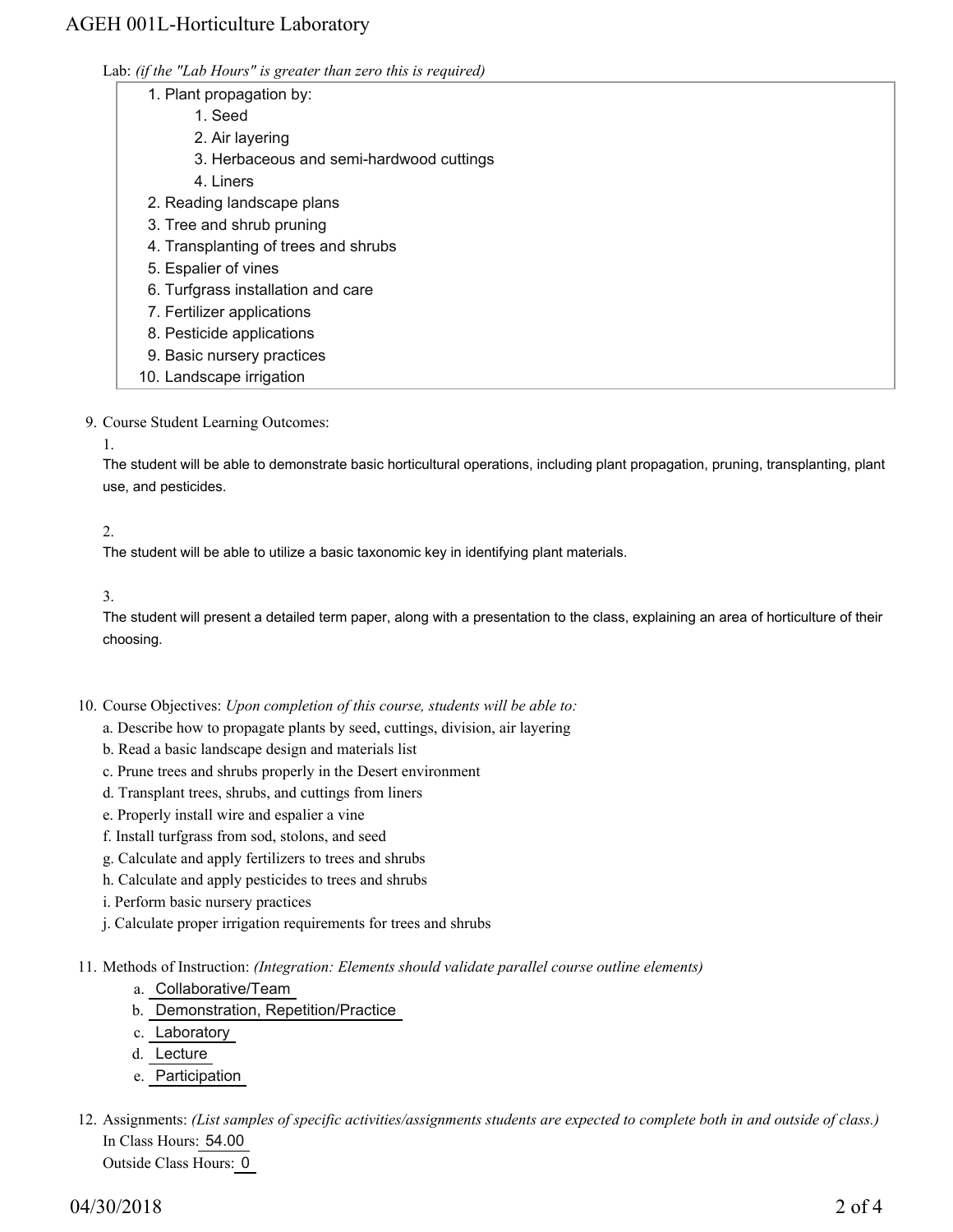Lab: *(if the "Lab Hours" is greater than zero this is required)*

1. Plant propagation by:
   1. Seed
   2. Air layering
   3. Herbaceous and semi-hardwood cuttings
   4. Liners
2. Reading landscape plans
3. Tree and shrub pruning
4. Transplanting of trees and shrubs
5. Espalier of vines
6. Turfgrass installation and care
7. Fertilizer applications
8. Pesticide applications
9. Basic nursery practices
10. Landscape irrigation

9. Course Student Learning Outcomes:

   1.

   The student will be able to demonstrate basic horticultural operations, including plant propagation, pruning, transplanting, plant use, and pesticides.

   2.

   The student will be able to utilize a basic taxonomic key in identifying plant materials.

   3.

   The student will present a detailed term paper, along with a presentation to the class, explaining an area of horticulture of their choosing.

10. Course Objectives: *Upon completion of this course, students will be able to:*

    a. Describe how to propagate plants by seed, cuttings, division, air layering
    b. Read a basic landscape design and materials list
    c. Prune trees and shrubs properly in the Desert environment
    d. Transplant trees, shrubs, and cuttings from liners
    e. Properly install wire and espalier a vine
    f. Install turfgrass from sod, stolons, and seed
    g. Calculate and apply fertilizers to trees and shrubs
    h. Calculate and apply pesticides to trees and shrubs
    i. Perform basic nursery practices
    j. Calculate proper irrigation requirements for trees and shrubs

11. Methods of Instruction: *(Integration: Elements should validate parallel course outline elements)*

    a. Collaborative/Team
    b. Demonstration, Repetition/Practice
    c. Laboratory
    d. Lecture
    e. Participation

12. Assignments: *(List samples of specific activities/assignments students are expected to complete both in and outside of class.)*

    In Class Hours: 54.00
    Outside Class Hours: 0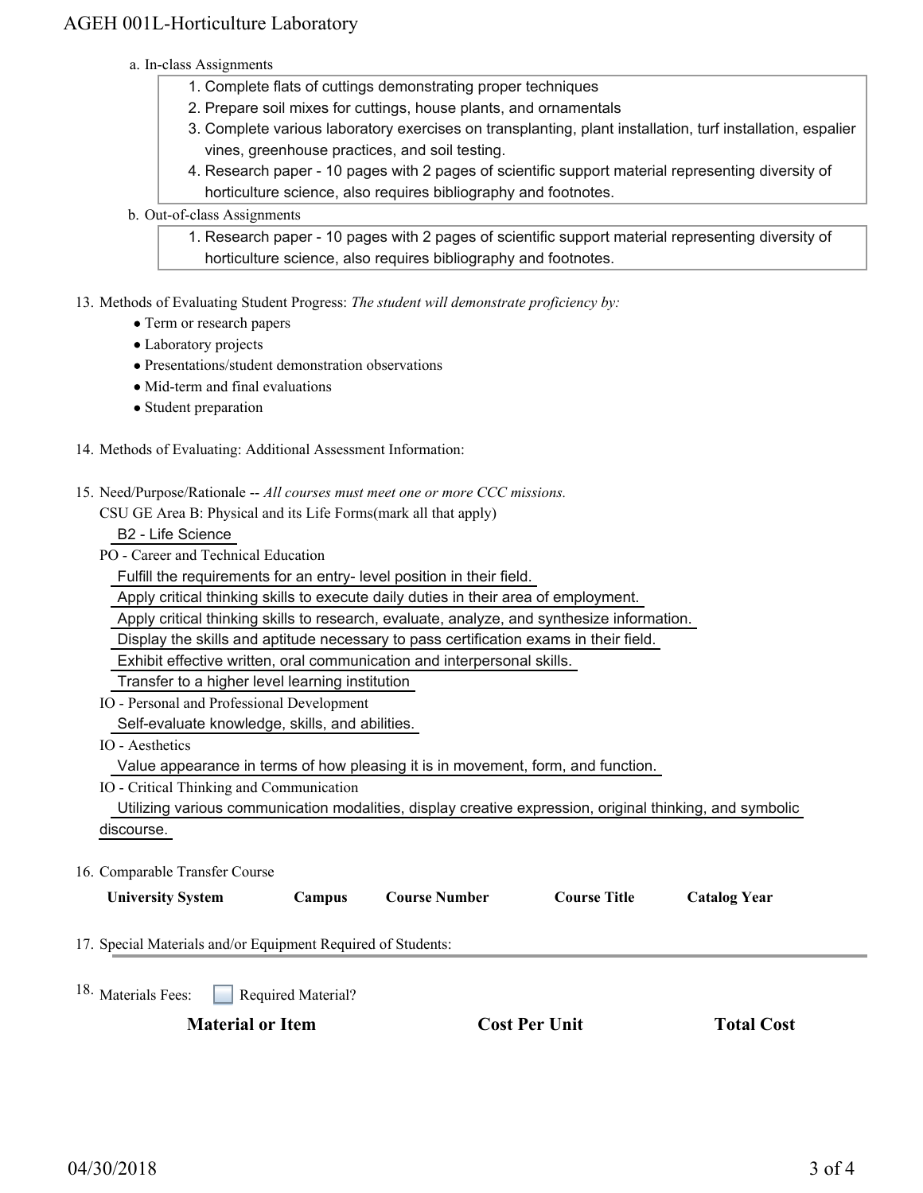a. In-class Assignments

1. Complete flats of cuttings demonstrating proper techniques
2. Prepare soil mixes for cuttings, house plants, and ornamentals
3. Complete various laboratory exercises on transplanting, plant installation, turf installation, espalier vines, greenhouse practices, and soil testing.
4. Research paper - 10 pages with 2 pages of scientific support material representing diversity of horticulture science, also requires bibliography and footnotes.

b. Out-of-class Assignments

1. Research paper - 10 pages with 2 pages of scientific support material representing diversity of horticulture science, also requires bibliography and footnotes.

13. Methods of Evaluating Student Progress: *The student will demonstrate proficiency by:*
    - Term or research papers
    - Laboratory projects
    - Presentations/student demonstration observations
    - Mid-term and final evaluations
    - Student preparation

14. Methods of Evaluating: Additional Assessment Information:

15. Need/Purpose/Rationale -- *All courses must meet one or more CCC missions.*

    CSU GE Area B: Physical and its Life Forms(mark all that apply)

    B2 - Life Science

    PO - Career and Technical Education

    Fulfill the requirements for an entry- level position in their field.

    Apply critical thinking skills to execute daily duties in their area of employment.

    Apply critical thinking skills to research, evaluate, analyze, and synthesize information.

    Display the skills and aptitude necessary to pass certification exams in their field.

    Exhibit effective written, oral communication and interpersonal skills.

    Transfer to a higher level learning institution

    IO - Personal and Professional Development

    Self-evaluate knowledge, skills, and abilities.

    IO - Aesthetics

    Value appearance in terms of how pleasing it is in movement, form, and function.

    IO - Critical Thinking and Communication

    Utilizing various communication modalities, display creative expression, original thinking, and symbolic discourse.

16. Comparable Transfer Course

| University System | Campus | Course Number | Course Title | Catalog Year |
|---|---|---|---|---|

17. Special Materials and/or Equipment Required of Students:

18. Materials Fees: ☐ Required Material?

| Material or Item | Cost Per Unit | Total Cost |
|---|---|---|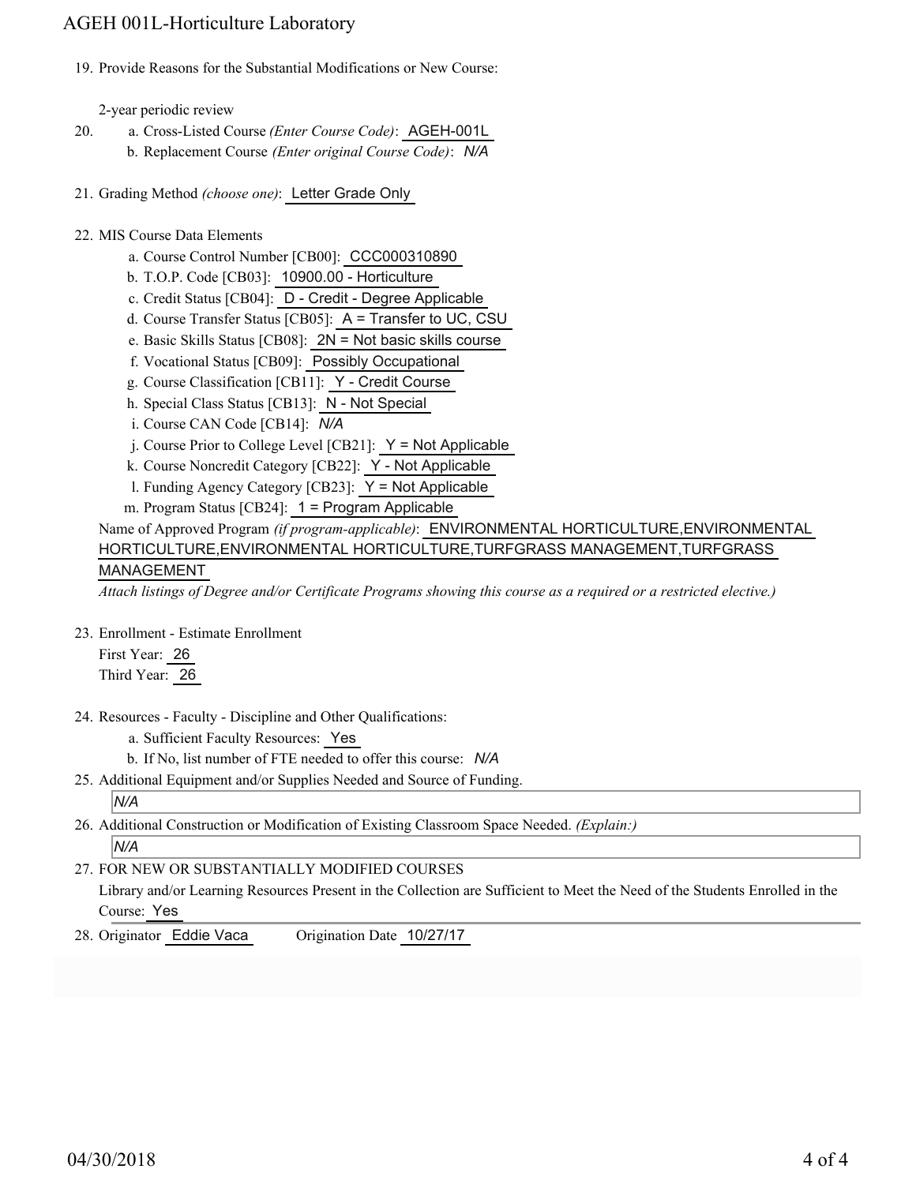19. Provide Reasons for the Substantial Modifications or New Course:

    2-year periodic review

20. a. Cross-Listed Course *(Enter Course Code)*: AGEH-001L
    b. Replacement Course *(Enter original Course Code)*: N/A

21. Grading Method *(choose one)*: Letter Grade Only

22. MIS Course Data Elements
    a. Course Control Number [CB00]: CCC000310890
    b. T.O.P. Code [CB03]: 10900.00 - Horticulture
    c. Credit Status [CB04]: D - Credit - Degree Applicable
    d. Course Transfer Status [CB05]: A = Transfer to UC, CSU
    e. Basic Skills Status [CB08]: 2N = Not basic skills course
    f. Vocational Status [CB09]: Possibly Occupational
    g. Course Classification [CB11]: Y - Credit Course
    h. Special Class Status [CB13]: N - Not Special
    i. Course CAN Code [CB14]: N/A
    j. Course Prior to College Level [CB21]: Y = Not Applicable
    k. Course Noncredit Category [CB22]: Y - Not Applicable
    l. Funding Agency Category [CB23]: Y = Not Applicable
    m. Program Status [CB24]: 1 = Program Applicable

    Name of Approved Program *(if program-applicable)*: ENVIRONMENTAL HORTICULTURE,ENVIRONMENTAL HORTICULTURE,ENVIRONMENTAL HORTICULTURE,TURFGRASS MANAGEMENT,TURFGRASS MANAGEMENT

    *Attach listings of Degree and/or Certificate Programs showing this course as a required or a restricted elective.)*

23. Enrollment - Estimate Enrollment
    First Year: 26
    Third Year: 26

24. Resources - Faculty - Discipline and Other Qualifications:
    a. Sufficient Faculty Resources: Yes
    b. If No, list number of FTE needed to offer this course: N/A

25. Additional Equipment and/or Supplies Needed and Source of Funding.

    N/A

26. Additional Construction or Modification of Existing Classroom Space Needed. *(Explain:)*

    N/A

27. FOR NEW OR SUBSTANTIALLY MODIFIED COURSES
    Library and/or Learning Resources Present in the Collection are Sufficient to Meet the Need of the Students Enrolled in the Course: Yes

28. Originator Eddie Vaca    Origination Date 10/27/17